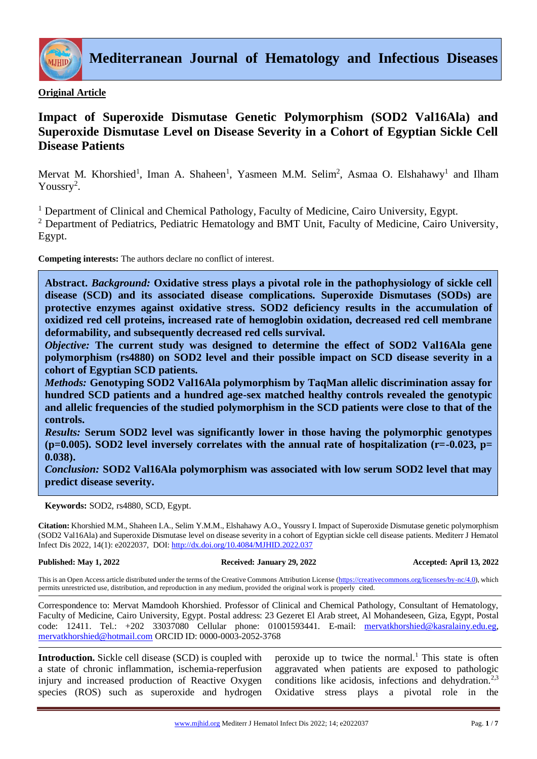**Original Article**

# Impact of Superoxide Dismutase Genetic Polymorphism (SOD2 Val16Ala) and Superoxide Dismutase Level on Disease Severity in a Cohort of Egyptian Sickle Cell Disease Patients

Mervat M. Khorshied[1], Iman A. Shaheen[1], Yasmeen M.M. Selim[2], Asmaa O. Elshahawy[1] and Ilham Youssry[2].

[1] Department of Clinical and Chemical Pathology, Faculty of Medicine, Cairo University, Egypt.
[2] Department of Pediatrics, Pediatric Hematology and BMT Unit, Faculty of Medicine, Cairo University, Egypt.

**Competing interests:** The authors declare no conflict of interest.

**Abstract.** ***Background:*** **Oxidative stress plays a pivotal role in the pathophysiology of sickle cell disease (SCD) and its associated disease complications. Superoxide Dismutases (SODs) are protective enzymes against oxidative stress. SOD2 deficiency results in the accumulation of oxidized red cell proteins, increased rate of hemoglobin oxidation, decreased red cell membrane deformability, and subsequently decreased red cells survival.**

***Objective:*** **The current study was designed to determine the effect of SOD2 Val16Ala gene polymorphism (rs4880) on SOD2 level and their possible impact on SCD disease severity in a cohort of Egyptian SCD patients.**

***Methods:*** **Genotyping SOD2 Val16Ala polymorphism by TaqMan allelic discrimination assay for hundred SCD patients and a hundred age-sex matched healthy controls revealed the genotypic and allelic frequencies of the studied polymorphism in the SCD patients were close to that of the controls.**

***Results:*** **Serum SOD2 level was significantly lower in those having the polymorphic genotypes (p=0.005). SOD2 level inversely correlates with the annual rate of hospitalization (r=-0.023, p= 0.038).**

***Conclusion:*** **SOD2 Val16Ala polymorphism was associated with low serum SOD2 level that may predict disease severity.**

**Keywords:** SOD2, rs4880, SCD, Egypt.

**Citation:** Khorshied M.M., Shaheen I.A., Selim Y.M.M., Elshahawy A.O., Youssry I. Impact of Superoxide Dismutase genetic polymorphism (SOD2 Val16Ala) and Superoxide Dismutase level on disease severity in a cohort of Egyptian sickle cell disease patients. Mediterr J Hematol Infect Dis 2022, 14(1): e2022037, DOI: http://dx.doi.org/10.4084/MJHID.2022.037

**Published: May 1, 2022** **Received: January 29, 2022** **Accepted: April 13, 2022**

This is an Open Access article distributed under the terms of the Creative Commons Attribution License (https://creativecommons.org/licenses/by-nc/4.0), which permits unrestricted use, distribution, and reproduction in any medium, provided the original work is properly cited.

Correspondence to: Mervat Mamdooh Khorshied. Professor of Clinical and Chemical Pathology, Consultant of Hematology, Faculty of Medicine, Cairo University, Egypt. Postal address: 23 Gezeret El Arab street, Al Mohandeseen, Giza, Egypt, Postal code: 12411. Tel.: +202 33037080 Cellular phone: 01001593441. E-mail: mervatkhorshied@kasralainy.edu.eg, mervatkhorshied@hotmail.com ORCID ID: 0000-0003-2052-3768

**Introduction.** Sickle cell disease (SCD) is coupled with a state of chronic inflammation, ischemia-reperfusion injury and increased production of Reactive Oxygen species (ROS) such as superoxide and hydrogen peroxide up to twice the normal.[1] This state is often aggravated when patients are exposed to pathologic conditions like acidosis, infections and dehydration.[2,3] Oxidative stress plays a pivotal role in the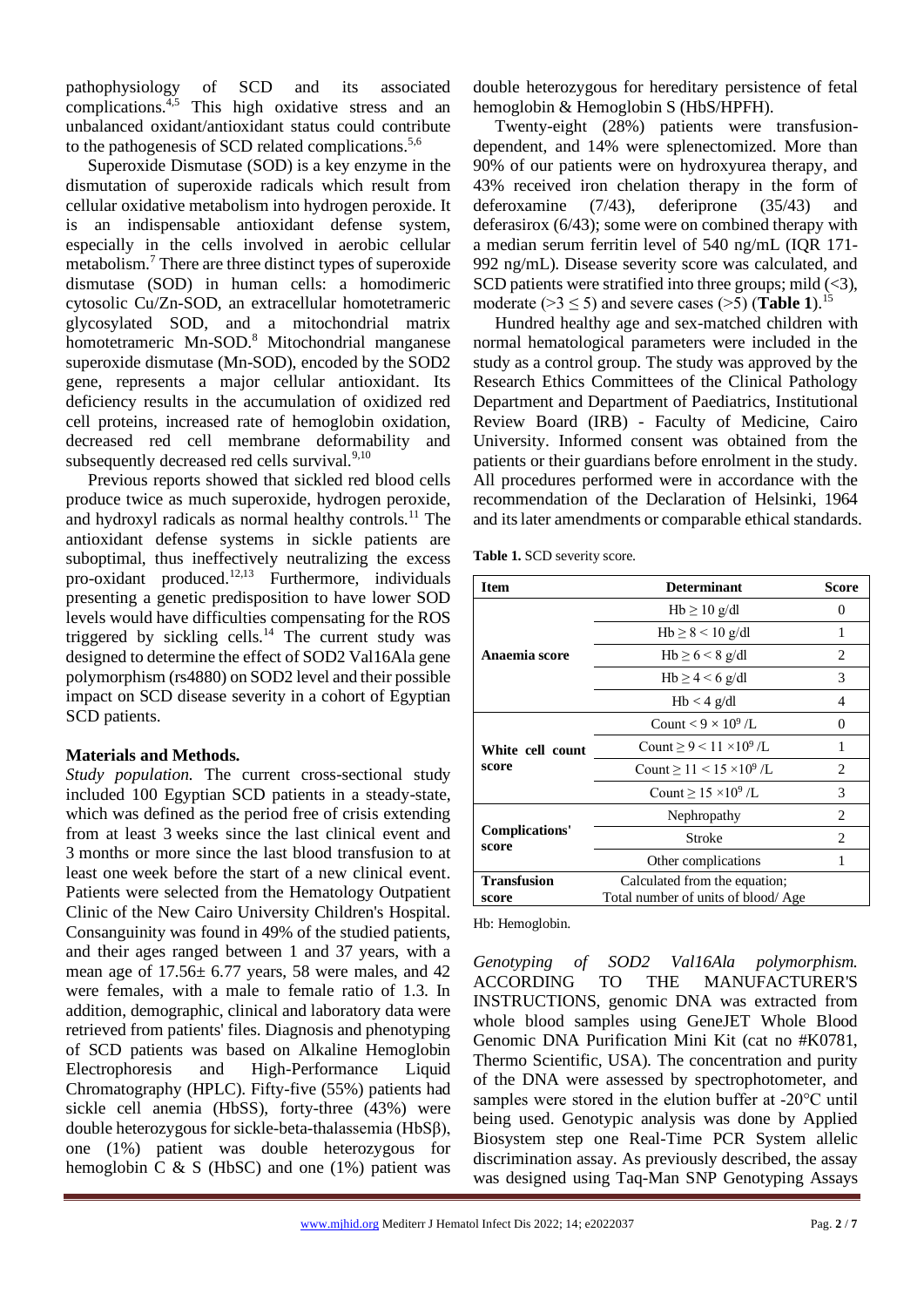pathophysiology of SCD and its associated complications.[4,5] This high oxidative stress and an unbalanced oxidant/antioxidant status could contribute to the pathogenesis of SCD related complications.[5,6]

Superoxide Dismutase (SOD) is a key enzyme in the dismutation of superoxide radicals which result from cellular oxidative metabolism into hydrogen peroxide. It is an indispensable antioxidant defense system, especially in the cells involved in aerobic cellular metabolism.[7] There are three distinct types of superoxide dismutase (SOD) in human cells: a homodimeric cytosolic Cu/Zn-SOD, an extracellular homotetrameric glycosylated SOD, and a mitochondrial matrix homotetrameric Mn-SOD.[8] Mitochondrial manganese superoxide dismutase (Mn-SOD), encoded by the SOD2 gene, represents a major cellular antioxidant. Its deficiency results in the accumulation of oxidized red cell proteins, increased rate of hemoglobin oxidation, decreased red cell membrane deformability and subsequently decreased red cells survival.[9,10]

Previous reports showed that sickled red blood cells produce twice as much superoxide, hydrogen peroxide, and hydroxyl radicals as normal healthy controls.[11] The antioxidant defense systems in sickle patients are suboptimal, thus ineffectively neutralizing the excess pro-oxidant produced.[12,13] Furthermore, individuals presenting a genetic predisposition to have lower SOD levels would have difficulties compensating for the ROS triggered by sickling cells.[14] The current study was designed to determine the effect of SOD2 Val16Ala gene polymorphism (rs4880) on SOD2 level and their possible impact on SCD disease severity in a cohort of Egyptian SCD patients.

## Materials and Methods.

*Study population.* The current cross-sectional study included 100 Egyptian SCD patients in a steady-state, which was defined as the period free of crisis extending from at least 3 weeks since the last clinical event and 3 months or more since the last blood transfusion to at least one week before the start of a new clinical event. Patients were selected from the Hematology Outpatient Clinic of the New Cairo University Children's Hospital. Consanguinity was found in 49% of the studied patients, and their ages ranged between 1 and 37 years, with a mean age of 17.56± 6.77 years, 58 were males, and 42 were females, with a male to female ratio of 1.3. In addition, demographic, clinical and laboratory data were retrieved from patients' files. Diagnosis and phenotyping of SCD patients was based on Alkaline Hemoglobin Electrophoresis and High-Performance Liquid Chromatography (HPLC). Fifty-five (55%) patients had sickle cell anemia (HbSS), forty-three (43%) were double heterozygous for sickle-beta-thalassemia (HbSβ), one (1%) patient was double heterozygous for hemoglobin C & S (HbSC) and one (1%) patient was double heterozygous for hereditary persistence of fetal hemoglobin & Hemoglobin S (HbS/HPFH).

Twenty-eight (28%) patients were transfusion-dependent, and 14% were splenectomized. More than 90% of our patients were on hydroxyurea therapy, and 43% received iron chelation therapy in the form of deferoxamine (7/43), deferiprone (35/43) and deferasirox (6/43); some were on combined therapy with a median serum ferritin level of 540 ng/mL (IQR 171-992 ng/mL). Disease severity score was calculated, and SCD patients were stratified into three groups; mild (<3), moderate (>3 ≤ 5) and severe cases (>5) (**Table 1**).[15]

Hundred healthy age and sex-matched children with normal hematological parameters were included in the study as a control group. The study was approved by the Research Ethics Committees of the Clinical Pathology Department and Department of Paediatrics, Institutional Review Board (IRB) - Faculty of Medicine, Cairo University. Informed consent was obtained from the patients or their guardians before enrolment in the study. All procedures performed were in accordance with the recommendation of the Declaration of Helsinki, 1964 and its later amendments or comparable ethical standards.

**Table 1.** SCD severity score.

| Item | Determinant | Score |
|---|---|---|
| Anaemia score | Hb ≥ 10 g/dl | 0 |
| | Hb ≥ 8 < 10 g/dl | 1 |
| | Hb ≥ 6 < 8 g/dl | 2 |
| | Hb ≥ 4 < 6 g/dl | 3 |
| | Hb < 4 g/dl | 4 |
| White cell count score | Count < $9 \times 10^9$ /L | 0 |
| | Count ≥ 9 < 11 $\times 10^9$ /L | 1 |
| | Count ≥ 11 < 15 $\times 10^9$ /L | 2 |
| | Count ≥ 15 $\times 10^9$ /L | 3 |
| Complications' score | Nephropathy | 2 |
| | Stroke | 2 |
| | Other complications | 1 |
| Transfusion score | Calculated from the equation; Total number of units of blood/ Age | |

Hb: Hemoglobin.

*Genotyping of SOD2 Val16Ala polymorphism.* ACCORDING TO THE MANUFACTURER'S INSTRUCTIONS, genomic DNA was extracted from whole blood samples using GeneJET Whole Blood Genomic DNA Purification Mini Kit (cat no #K0781, Thermo Scientific, USA). The concentration and purity of the DNA were assessed by spectrophotometer, and samples were stored in the elution buffer at -20°C until being used. Genotypic analysis was done by Applied Biosystem step one Real-Time PCR System allelic discrimination assay. As previously described, the assay was designed using Taq-Man SNP Genotyping Assays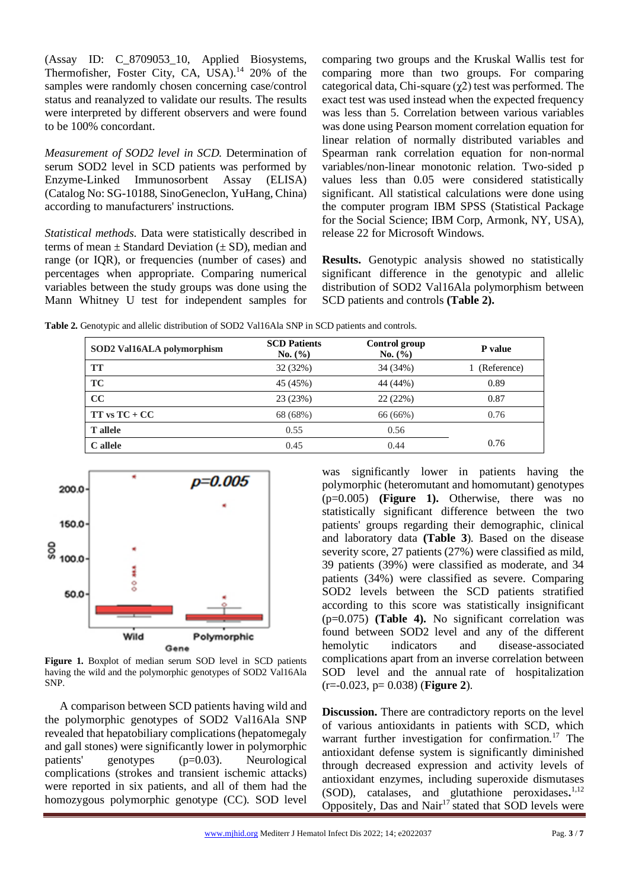(Assay ID: C_8709053_10, Applied Biosystems, Thermofisher, Foster City, CA, USA).[14] 20% of the samples were randomly chosen concerning case/control status and reanalyzed to validate our results. The results were interpreted by different observers and were found to be 100% concordant.

*Measurement of SOD2 level in SCD.* Determination of serum SOD2 level in SCD patients was performed by Enzyme-Linked Immunosorbent Assay (ELISA) (Catalog No: SG-10188, SinoGeneclon, YuHang, China) according to manufacturers' instructions.

*Statistical methods.* Data were statistically described in terms of mean ± Standard Deviation (± SD), median and range (or IQR), or frequencies (number of cases) and percentages when appropriate. Comparing numerical variables between the study groups was done using the Mann Whitney U test for independent samples for comparing two groups and the Kruskal Wallis test for comparing more than two groups. For comparing categorical data, Chi-square ($\chi 2$) test was performed. The exact test was used instead when the expected frequency was less than 5. Correlation between various variables was done using Pearson moment correlation equation for linear relation of normally distributed variables and Spearman rank correlation equation for non-normal variables/non-linear monotonic relation. Two-sided p values less than 0.05 were considered statistically significant. All statistical calculations were done using the computer program IBM SPSS (Statistical Package for the Social Science; IBM Corp, Armonk, NY, USA), release 22 for Microsoft Windows.

**Results.** Genotypic analysis showed no statistically significant difference in the genotypic and allelic distribution of SOD2 Val16Ala polymorphism between SCD patients and controls **(Table 2).**

**Table 2.** Genotypic and allelic distribution of SOD2 Val16Ala SNP in SCD patients and controls.

| SOD2 Val16ALA polymorphism | SCD Patients No. (%) | Control group No. (%) | P value |
|---|---|---|---|
| TT | 32 (32%) | 34 (34%) | 1 (Reference) |
| TC | 45 (45%) | 44 (44%) | 0.89 |
| CC | 23 (23%) | 22 (22%) | 0.87 |
| TT vs TC + CC | 68 (68%) | 66 (66%) | 0.76 |
| T allele | 0.55 | 0.56 | 0.76 |
| C allele | 0.45 | 0.44 | |

**Figure 1.** Boxplot of median serum SOD level in SCD patients having the wild and the polymorphic genotypes of SOD2 Val16Ala SNP.

A comparison between SCD patients having wild and the polymorphic genotypes of SOD2 Val16Ala SNP revealed that hepatobiliary complications (hepatomegaly and gall stones) were significantly lower in polymorphic patients' genotypes (p=0.03). Neurological complications (strokes and transient ischemic attacks) were reported in six patients, and all of them had the homozygous polymorphic genotype (CC). SOD level was significantly lower in patients having the polymorphic (heteromutant and homomutant) genotypes (p=0.005) **(Figure 1).** Otherwise, there was no statistically significant difference between the two patients' groups regarding their demographic, clinical and laboratory data **(Table 3**). Based on the disease severity score, 27 patients (27%) were classified as mild, 39 patients (39%) were classified as moderate, and 34 patients (34%) were classified as severe. Comparing SOD2 levels between the SCD patients stratified according to this score was statistically insignificant (p=0.075) **(Table 4).** No significant correlation was found between SOD2 level and any of the different hemolytic indicators and disease-associated complications apart from an inverse correlation between SOD level and the annual rate of hospitalization (r=-0.023, p= 0.038) (**Figure 2**).

**Discussion.** There are contradictory reports on the level of various antioxidants in patients with SCD, which warrant further investigation for confirmation.[17] The antioxidant defense system is significantly diminished through decreased expression and activity levels of antioxidant enzymes, including superoxide dismutases (SOD), catalases, and glutathione peroxidases.[1,12] Oppositely, Das and Nair[17] stated that SOD levels were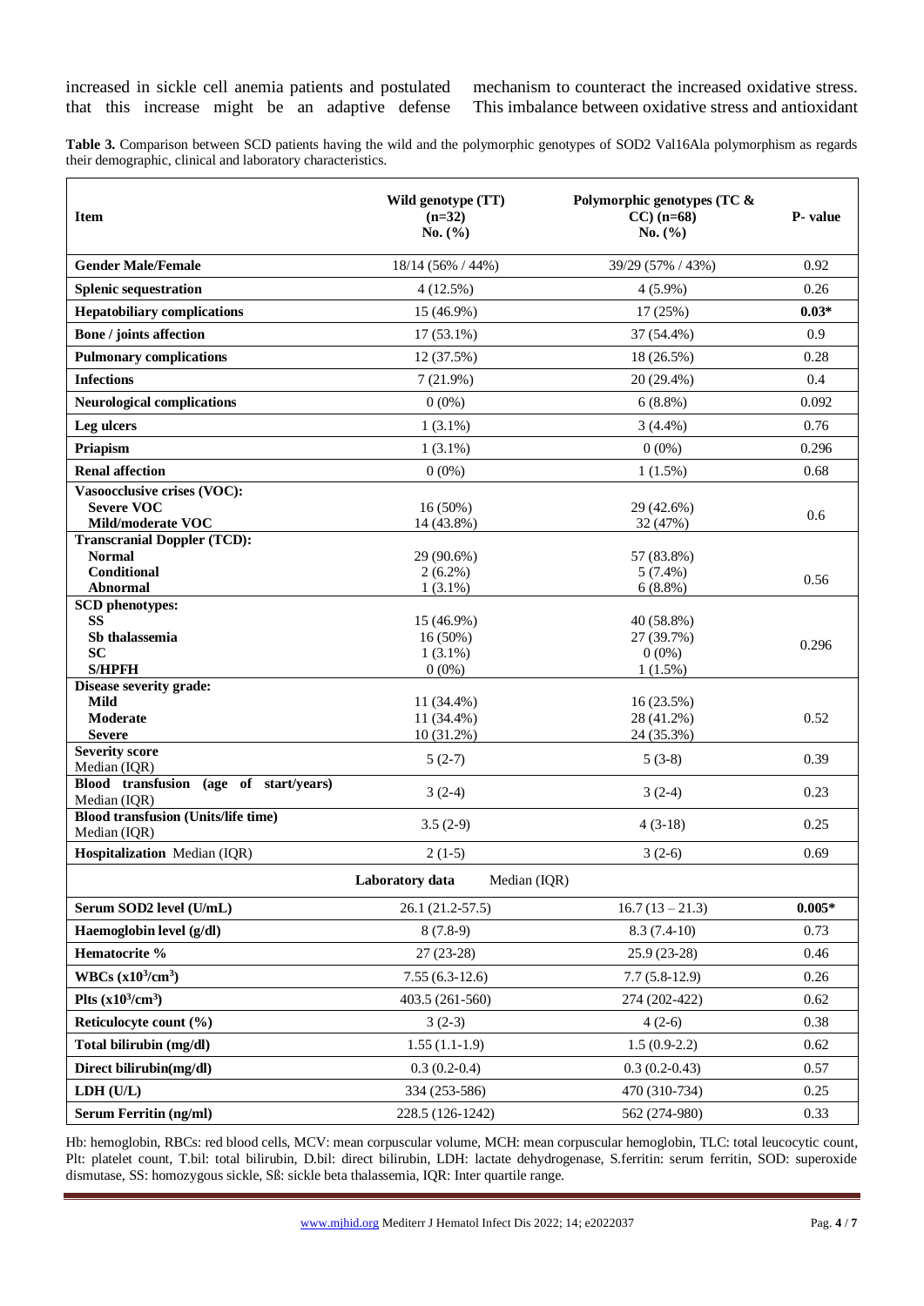increased in sickle cell anemia patients and postulated that this increase might be an adaptive defense mechanism to counteract the increased oxidative stress. This imbalance between oxidative stress and antioxidant

**Table 3.** Comparison between SCD patients having the wild and the polymorphic genotypes of SOD2 Val16Ala polymorphism as regards their demographic, clinical and laboratory characteristics.

| Item | Wild genotype (TT) (n=32) No. (%) | Polymorphic genotypes (TC & CC) (n=68) No. (%) | P- value |
|---|---|---|---|
| **Gender Male/Female** | 18/14 (56% / 44%) | 39/29 (57% / 43%) | 0.92 |
| **Splenic sequestration** | 4 (12.5%) | 4 (5.9%) | 0.26 |
| **Hepatobiliary complications** | 15 (46.9%) | 17 (25%) | **0.03*** |
| **Bone / joints affection** | 17 (53.1%) | 37 (54.4%) | 0.9 |
| **Pulmonary complications** | 12 (37.5%) | 18 (26.5%) | 0.28 |
| **Infections** | 7 (21.9%) | 20 (29.4%) | 0.4 |
| **Neurological complications** | 0 (0%) | 6 (8.8%) | 0.092 |
| **Leg ulcers** | 1 (3.1%) | 3 (4.4%) | 0.76 |
| **Priapism** | 1 (3.1%) | 0 (0%) | 0.296 |
| **Renal affection** | 0 (0%) | 1 (1.5%) | 0.68 |
| **Vasoocclusive crises (VOC):** | | | |
| **Severe VOC** | 16 (50%) | 29 (42.6%) | 0.6 |
| **Mild/moderate VOC** | 14 (43.8%) | 32 (47%) | |
| **Transcranial Doppler (TCD):** | | | |
| **Normal** | 29 (90.6%) | 57 (83.8%) | |
| **Conditional** | 2 (6.2%) | 5 (7.4%) | 0.56 |
| **Abnormal** | 1 (3.1%) | 6 (8.8%) | |
| **SCD phenotypes:** | | | |
| **SS** | 15 (46.9%) | 40 (58.8%) | |
| **Sb thalassemia** | 16 (50%) | 27 (39.7%) | 0.296 |
| **SC** | 1 (3.1%) | 0 (0%) | |
| **S/HPFH** | 0 (0%) | 1 (1.5%) | |
| **Disease severity grade:** | | | |
| **Mild** | 11 (34.4%) | 16 (23.5%) | |
| **Moderate** | 11 (34.4%) | 28 (41.2%) | 0.52 |
| **Severe** | 10 (31.2%) | 24 (35.3%) | |
| **Severity score** Median (IQR) | 5 (2-7) | 5 (3-8) | 0.39 |
| **Blood transfusion (age of start/years)** Median (IQR) | 3 (2-4) | 3 (2-4) | 0.23 |
| **Blood transfusion (Units/life time)** Median (IQR) | 3.5 (2-9) | 4 (3-18) | 0.25 |
| **Hospitalization** Median (IQR) | 2 (1-5) | 3 (2-6) | 0.69 |
| | **Laboratory data** Median (IQR) | | |
| **Serum SOD2 level (U/mL)** | 26.1 (21.2-57.5) | 16.7 (13 – 21.3) | **0.005*** |
| **Haemoglobin level (g/dl)** | 8 (7.8-9) | 8.3 (7.4-10) | 0.73 |
| **Hematocrite %** | 27 (23-28) | 25.9 (23-28) | 0.46 |
| **WBCs ($x10^3/cm^3$)** | 7.55 (6.3-12.6) | 7.7 (5.8-12.9) | 0.26 |
| **Plts ($x10^3/cm^3$)** | 403.5 (261-560) | 274 (202-422) | 0.62 |
| **Reticulocyte count (%)** | 3 (2-3) | 4 (2-6) | 0.38 |
| **Total bilirubin (mg/dl)** | 1.55 (1.1-1.9) | 1.5 (0.9-2.2) | 0.62 |
| **Direct bilirubin(mg/dl)** | 0.3 (0.2-0.4) | 0.3 (0.2-0.43) | 0.57 |
| **LDH (U/L)** | 334 (253-586) | 470 (310-734) | 0.25 |
| **Serum Ferritin (ng/ml)** | 228.5 (126-1242) | 562 (274-980) | 0.33 |

Hb: hemoglobin, RBCs: red blood cells, MCV: mean corpuscular volume, MCH: mean corpuscular hemoglobin, TLC: total leucocytic count, Plt: platelet count, T.bil: total bilirubin, D.bil: direct bilirubin, LDH: lactate dehydrogenase, S.ferritin: serum ferritin, SOD: superoxide dismutase, SS: homozygous sickle, Sß: sickle beta thalassemia, IQR: Inter quartile range.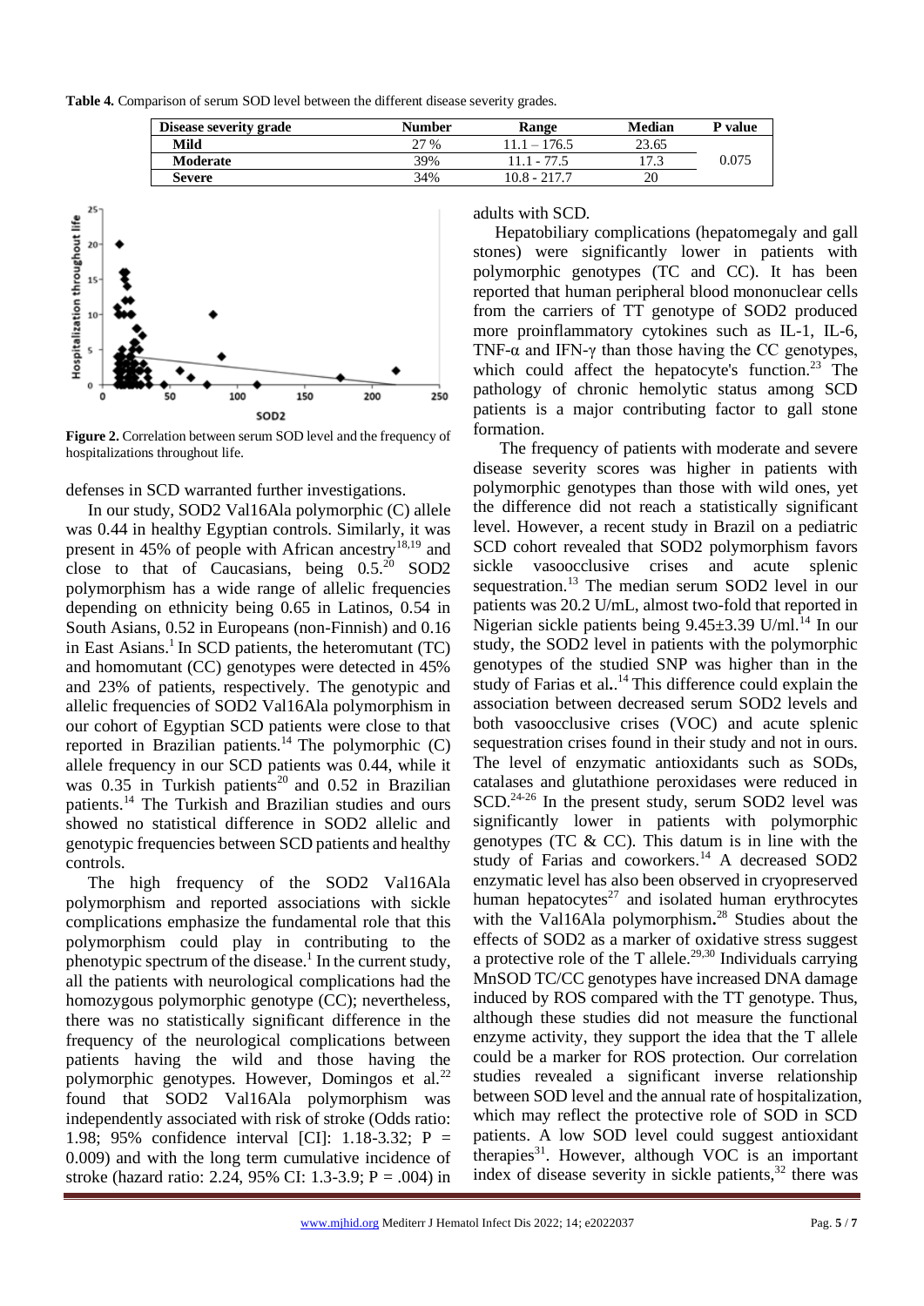**Table 4.** Comparison of serum SOD level between the different disease severity grades.

| Disease severity grade | Number | Range | Median | P value |
|---|---|---|---|---|
| **Mild** | 27 % | 11.1 – 176.5 | 23.65 | 0.075 |
| **Moderate** | 39% | 11.1 - 77.5 | 17.3 | |
| **Severe** | 34% | 10.8 - 217.7 | 20 | |

**Figure 2.** Correlation between serum SOD level and the frequency of hospitalizations throughout life.

defenses in SCD warranted further investigations.

In our study, SOD2 Val16Ala polymorphic (C) allele was 0.44 in healthy Egyptian controls. Similarly, it was present in 45% of people with African ancestry[18,19] and close to that of Caucasians, being 0.5.[20] SOD2 polymorphism has a wide range of allelic frequencies depending on ethnicity being 0.65 in Latinos, 0.54 in South Asians, 0.52 in Europeans (non-Finnish) and 0.16 in East Asians.[1] In SCD patients, the heteromutant (TC) and homomutant (CC) genotypes were detected in 45% and 23% of patients, respectively. The genotypic and allelic frequencies of SOD2 Val16Ala polymorphism in our cohort of Egyptian SCD patients were close to that reported in Brazilian patients.[14] The polymorphic (C) allele frequency in our SCD patients was 0.44, while it was 0.35 in Turkish patients[20] and 0.52 in Brazilian patients.[14] The Turkish and Brazilian studies and ours showed no statistical difference in SOD2 allelic and genotypic frequencies between SCD patients and healthy controls.

The high frequency of the SOD2 Val16Ala polymorphism and reported associations with sickle complications emphasize the fundamental role that this polymorphism could play in contributing to the phenotypic spectrum of the disease.[1] In the current study, all the patients with neurological complications had the homozygous polymorphic genotype (CC); nevertheless, there was no statistically significant difference in the frequency of the neurological complications between patients having the wild and those having the polymorphic genotypes. However, Domingos et al.[22] found that SOD2 Val16Ala polymorphism was independently associated with risk of stroke (Odds ratio: 1.98; 95% confidence interval [CI]: 1.18-3.32; P = 0.009) and with the long term cumulative incidence of stroke (hazard ratio: 2.24, 95% CI: 1.3-3.9; P = .004) in adults with SCD.

Hepatobiliary complications (hepatomegaly and gall stones) were significantly lower in patients with polymorphic genotypes (TC and CC). It has been reported that human peripheral blood mononuclear cells from the carriers of TT genotype of SOD2 produced more proinflammatory cytokines such as IL-1, IL-6, TNF-α and IFN-γ than those having the CC genotypes, which could affect the hepatocyte's function.[23] The pathology of chronic hemolytic status among SCD patients is a major contributing factor to gall stone formation.

The frequency of patients with moderate and severe disease severity scores was higher in patients with polymorphic genotypes than those with wild ones, yet the difference did not reach a statistically significant level. However, a recent study in Brazil on a pediatric SCD cohort revealed that SOD2 polymorphism favors sickle vasoocclusive crises and acute splenic sequestration.[13] The median serum SOD2 level in our patients was 20.2 U/mL, almost two-fold that reported in Nigerian sickle patients being 9.45±3.39 U/ml.[14] In our study, the SOD2 level in patients with the polymorphic genotypes of the studied SNP was higher than in the study of Farias et al..[14] This difference could explain the association between decreased serum SOD2 levels and both vasoocclusive crises (VOC) and acute splenic sequestration crises found in their study and not in ours. The level of enzymatic antioxidants such as SODs, catalases and glutathione peroxidases were reduced in SCD.[24-26] In the present study, serum SOD2 level was significantly lower in patients with polymorphic genotypes (TC & CC). This datum is in line with the study of Farias and coworkers.[14] A decreased SOD2 enzymatic level has also been observed in cryopreserved human hepatocytes[27] and isolated human erythrocytes with the Val16Ala polymorphism**.**[28] Studies about the effects of SOD2 as a marker of oxidative stress suggest a protective role of the T allele.[29,30] Individuals carrying MnSOD TC/CC genotypes have increased DNA damage induced by ROS compared with the TT genotype. Thus, although these studies did not measure the functional enzyme activity, they support the idea that the T allele could be a marker for ROS protection. Our correlation studies revealed a significant inverse relationship between SOD level and the annual rate of hospitalization, which may reflect the protective role of SOD in SCD patients. A low SOD level could suggest antioxidant therapies[31]. However, although VOC is an important index of disease severity in sickle patients,[32] there was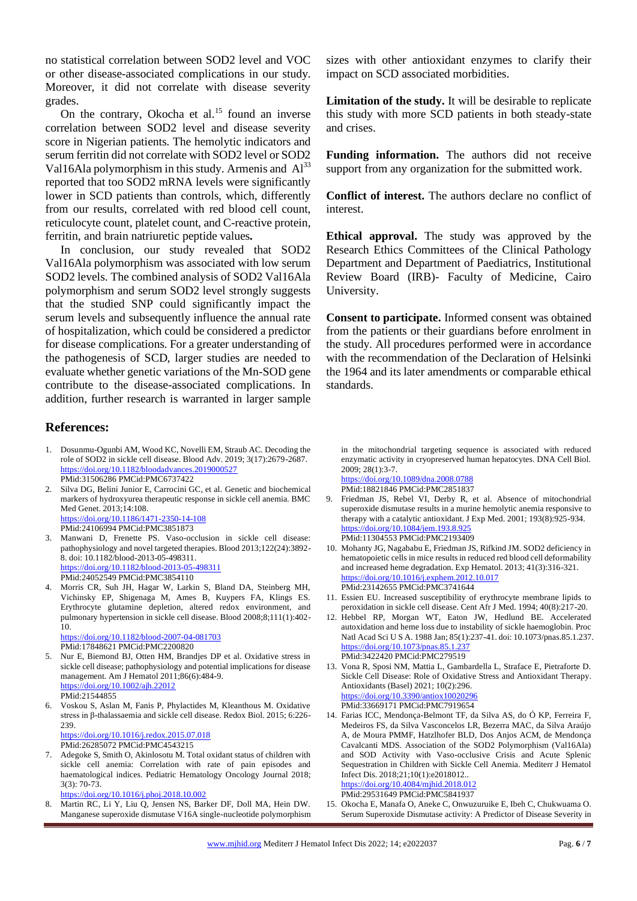no statistical correlation between SOD2 level and VOC or other disease-associated complications in our study. Moreover, it did not correlate with disease severity grades.

On the contrary, Okocha et al.[15] found an inverse correlation between SOD2 level and disease severity score in Nigerian patients. The hemolytic indicators and serum ferritin did not correlate with SOD2 level or SOD2 Val16Ala polymorphism in this study. Armenis and Al[33] reported that too SOD2 mRNA levels were significantly lower in SCD patients than controls, which, differently from our results, correlated with red blood cell count, reticulocyte count, platelet count, and C-reactive protein, ferritin, and brain natriuretic peptide values**.**

In conclusion, our study revealed that SOD2 Val16Ala polymorphism was associated with low serum SOD2 levels. The combined analysis of SOD2 Val16Ala polymorphism and serum SOD2 level strongly suggests that the studied SNP could significantly impact the serum levels and subsequently influence the annual rate of hospitalization, which could be considered a predictor for disease complications. For a greater understanding of the pathogenesis of SCD, larger studies are needed to evaluate whether genetic variations of the Mn-SOD gene contribute to the disease-associated complications. In addition, further research is warranted in larger sample sizes with other antioxidant enzymes to clarify their impact on SCD associated morbidities.

**Limitation of the study.** It will be desirable to replicate this study with more SCD patients in both steady-state and crises.

**Funding information.** The authors did not receive support from any organization for the submitted work.

**Conflict of interest.** The authors declare no conflict of interest.

**Ethical approval.** The study was approved by the Research Ethics Committees of the Clinical Pathology Department and Department of Paediatrics, Institutional Review Board (IRB)- Faculty of Medicine, Cairo University.

**Consent to participate.** Informed consent was obtained from the patients or their guardians before enrolment in the study. All procedures performed were in accordance with the recommendation of the Declaration of Helsinki the 1964 and its later amendments or comparable ethical standards.

## References:

1. Dosunmu-Ogunbi AM, Wood KC, Novelli EM, Straub AC. Decoding the role of SOD2 in sickle cell disease. Blood Adv. 2019; 3(17):2679-2687. https://doi.org/10.1182/bloodadvances.2019000527 PMid:31506286 PMCid:PMC6737422
2. Silva DG, Belini Junior E, Carrocini GC, et al. Genetic and biochemical markers of hydroxyurea therapeutic response in sickle cell anemia. BMC Med Genet. 2013;14:108. https://doi.org/10.1186/1471-2350-14-108 PMid:24106994 PMCid:PMC3851873
3. Manwani D, Frenette PS. Vaso-occlusion in sickle cell disease: pathophysiology and novel targeted therapies. Blood 2013;122(24):3892-8. doi: 10.1182/blood-2013-05-498311. https://doi.org/10.1182/blood-2013-05-498311 PMid:24052549 PMCid:PMC3854110
4. Morris CR, Suh JH, Hagar W, Larkin S, Bland DA, Steinberg MH, Vichinsky EP, Shigenaga M, Ames B, Kuypers FA, Klings ES. Erythrocyte glutamine depletion, altered redox environment, and pulmonary hypertension in sickle cell disease. Blood 2008;8;111(1):402-10. https://doi.org/10.1182/blood-2007-04-081703 PMid:17848621 PMCid:PMC2200820
5. Nur E, Biemond BJ, Otten HM, Brandjes DP et al. Oxidative stress in sickle cell disease; pathophysiology and potential implications for disease management. Am J Hematol 2011;86(6):484-9. https://doi.org/10.1002/ajh.22012 PMid:21544855
6. Voskou S, Aslan M, Fanis P, Phylactides M, Kleanthous M. Oxidative stress in β-thalassaemia and sickle cell disease. Redox Biol. 2015; 6:226-239. https://doi.org/10.1016/j.redox.2015.07.018 PMid:26285072 PMCid:PMC4543215
7. Adegoke S, Smith O, Akinlosotu M. Total oxidant status of children with sickle cell anemia: Correlation with rate of pain episodes and haematological indices. Pediatric Hematology Oncology Journal 2018; 3(3): 70-73. https://doi.org/10.1016/j.phoj.2018.10.002
8. Martin RC, Li Y, Liu Q, Jensen NS, Barker DF, Doll MA, Hein DW. Manganese superoxide dismutase V16A single-nucleotide polymorphism in the mitochondrial targeting sequence is associated with reduced enzymatic activity in cryopreserved human hepatocytes. DNA Cell Biol. 2009; 28(1):3-7. https://doi.org/10.1089/dna.2008.0788 PMid:18821846 PMCid:PMC2851837
9. Friedman JS, Rebel VI, Derby R, et al. Absence of mitochondrial superoxide dismutase results in a murine hemolytic anemia responsive to therapy with a catalytic antioxidant. J Exp Med. 2001; 193(8):925-934. https://doi.org/10.1084/jem.193.8.925 PMid:11304553 PMCid:PMC2193409
10. Mohanty JG, Nagababu E, Friedman JS, Rifkind JM. SOD2 deficiency in hematopoietic cells in mice results in reduced red blood cell deformability and increased heme degradation. Exp Hematol. 2013; 41(3):316-321. https://doi.org/10.1016/j.exphem.2012.10.017 PMid:23142655 PMCid:PMC3741644
11. Essien EU. Increased susceptibility of erythrocyte membrane lipids to peroxidation in sickle cell disease. Cent Afr J Med. 1994; 40(8):217-20.
12. Hebbel RP, Morgan WT, Eaton JW, Hedlund BE. Accelerated autoxidation and heme loss due to instability of sickle haemoglobin. Proc Natl Acad Sci U S A. 1988 Jan; 85(1):237-41. doi: 10.1073/pnas.85.1.237. https://doi.org/10.1073/pnas.85.1.237 PMid:3422420 PMCid:PMC279519
13. Vona R, Sposi NM, Mattia L, Gambardella L, Straface E, Pietraforte D. Sickle Cell Disease: Role of Oxidative Stress and Antioxidant Therapy. Antioxidants (Basel) 2021; 10(2):296. https://doi.org/10.3390/antiox10020296 PMid:33669171 PMCid:PMC7919654
14. Farias ICC, Mendonça-Belmont TF, da Silva AS, do Ó KP, Ferreira F, Medeiros FS, da Silva Vasconcelos LR, Bezerra MAC, da Silva Araújo A, de Moura PMMF, Hatzlhofer BLD, Dos Anjos ACM, de Mendonça Cavalcanti MDS. Association of the SOD2 Polymorphism (Val16Ala) and SOD Activity with Vaso-occlusive Crisis and Acute Splenic Sequestration in Children with Sickle Cell Anemia. Mediterr J Hematol Infect Dis. 2018;21;10(1):e2018012.. https://doi.org/10.4084/mjhid.2018.012 PMid:29531649 PMCid:PMC5841937
15. Okocha E, Manafa O, Aneke C, Onwuzuruike E, Ibeh C, Chukwuama O. Serum Superoxide Dismutase activity: A Predictor of Disease Severity in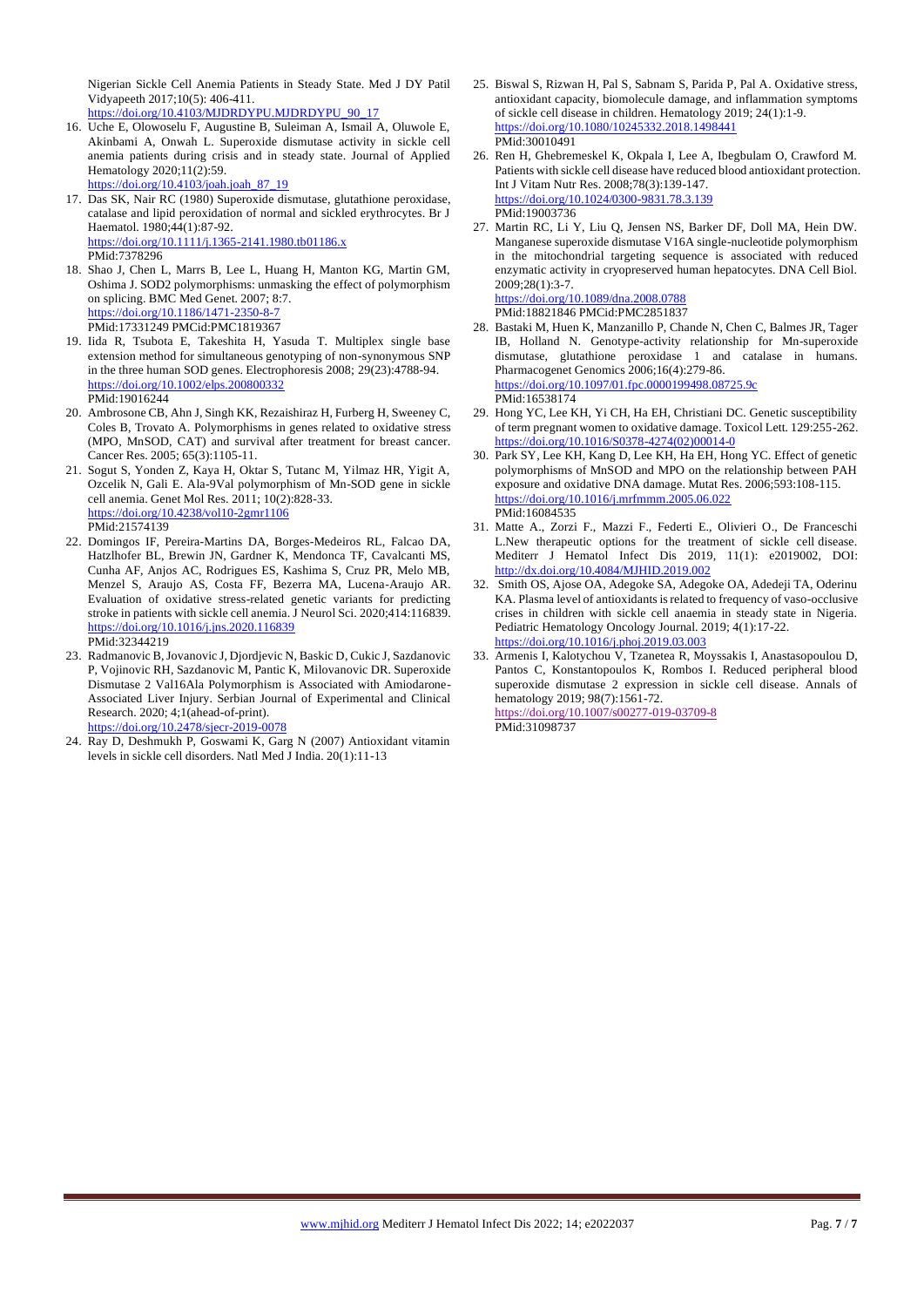Nigerian Sickle Cell Anemia Patients in Steady State. Med J DY Patil Vidyapeeth 2017;10(5): 406-411.
https://doi.org/10.4103/MJDRDYPU.MJDRDYPU_90_17

16. Uche E, Olowoselu F, Augustine B, Suleiman A, Ismail A, Oluwole E, Akinbami A, Onwah L. Superoxide dismutase activity in sickle cell anemia patients during crisis and in steady state. Journal of Applied Hematology 2020;11(2):59.
https://doi.org/10.4103/joah.joah_87_19
17. Das SK, Nair RC (1980) Superoxide dismutase, glutathione peroxidase, catalase and lipid peroxidation of normal and sickled erythrocytes. Br J Haematol. 1980;44(1):87-92.
https://doi.org/10.1111/j.1365-2141.1980.tb01186.x
PMid:7378296
18. Shao J, Chen L, Marrs B, Lee L, Huang H, Manton KG, Martin GM, Oshima J. SOD2 polymorphisms: unmasking the effect of polymorphism on splicing. BMC Med Genet. 2007; 8:7.
https://doi.org/10.1186/1471-2350-8-7
PMid:17331249 PMCid:PMC1819367
19. Iida R, Tsubota E, Takeshita H, Yasuda T. Multiplex single base extension method for simultaneous genotyping of non-synonymous SNP in the three human SOD genes. Electrophoresis 2008; 29(23):4788-94.
https://doi.org/10.1002/elps.200800332
PMid:19016244
20. Ambrosone CB, Ahn J, Singh KK, Rezaishiraz H, Furberg H, Sweeney C, Coles B, Trovato A. Polymorphisms in genes related to oxidative stress (MPO, MnSOD, CAT) and survival after treatment for breast cancer. Cancer Res. 2005; 65(3):1105-11.
21. Sogut S, Yonden Z, Kaya H, Oktar S, Tutanc M, Yilmaz HR, Yigit A, Ozcelik N, Gali E. Ala-9Val polymorphism of Mn-SOD gene in sickle cell anemia. Genet Mol Res. 2011; 10(2):828-33.
https://doi.org/10.4238/vol10-2gmr1106
PMid:21574139
22. Domingos IF, Pereira-Martins DA, Borges-Medeiros RL, Falcao DA, Hatzlhofer BL, Brewin JN, Gardner K, Mendonca TF, Cavalcanti MS, Cunha AF, Anjos AC, Rodrigues ES, Kashima S, Cruz PR, Melo MB, Menzel S, Araujo AS, Costa FF, Bezerra MA, Lucena-Araujo AR. Evaluation of oxidative stress-related genetic variants for predicting stroke in patients with sickle cell anemia. J Neurol Sci. 2020;414:116839.
https://doi.org/10.1016/j.jns.2020.116839
PMid:32344219
23. Radmanovic B, Jovanovic J, Djordjevic N, Baskic D, Cukic J, Sazdanovic P, Vojinovic RH, Sazdanovic M, Pantic K, Milovanovic DR. Superoxide Dismutase 2 Val16Ala Polymorphism is Associated with Amiodarone-Associated Liver Injury. Serbian Journal of Experimental and Clinical Research. 2020; 4;1(ahead-of-print).
https://doi.org/10.2478/sjecr-2019-0078
24. Ray D, Deshmukh P, Goswami K, Garg N (2007) Antioxidant vitamin levels in sickle cell disorders. Natl Med J India. 20(1):11-13
25. Biswal S, Rizwan H, Pal S, Sabnam S, Parida P, Pal A. Oxidative stress, antioxidant capacity, biomolecule damage, and inflammation symptoms of sickle cell disease in children. Hematology 2019; 24(1):1-9.
https://doi.org/10.1080/10245332.2018.1498441
PMid:30010491
26. Ren H, Ghebremeskel K, Okpala I, Lee A, Ibegbulam O, Crawford M. Patients with sickle cell disease have reduced blood antioxidant protection. Int J Vitam Nutr Res. 2008;78(3):139-147.
https://doi.org/10.1024/0300-9831.78.3.139
PMid:19003736
27. Martin RC, Li Y, Liu Q, Jensen NS, Barker DF, Doll MA, Hein DW. Manganese superoxide dismutase V16A single-nucleotide polymorphism in the mitochondrial targeting sequence is associated with reduced enzymatic activity in cryopreserved human hepatocytes. DNA Cell Biol. 2009;28(1):3-7.
https://doi.org/10.1089/dna.2008.0788
PMid:18821846 PMCid:PMC2851837
28. Bastaki M, Huen K, Manzanillo P, Chande N, Chen C, Balmes JR, Tager IB, Holland N. Genotype-activity relationship for Mn-superoxide dismutase, glutathione peroxidase 1 and catalase in humans. Pharmacogenet Genomics 2006;16(4):279-86.
https://doi.org/10.1097/01.fpc.0000199498.08725.9c
PMid:16538174
29. Hong YC, Lee KH, Yi CH, Ha EH, Christiani DC. Genetic susceptibility of term pregnant women to oxidative damage. Toxicol Lett. 129:255-262.
https://doi.org/10.1016/S0378-4274(02)00014-0
30. Park SY, Lee KH, Kang D, Lee KH, Ha EH, Hong YC. Effect of genetic polymorphisms of MnSOD and MPO on the relationship between PAH exposure and oxidative DNA damage. Mutat Res. 2006;593:108-115.
https://doi.org/10.1016/j.mrfmmm.2005.06.022
PMid:16084535
31. Matte A., Zorzi F., Mazzi F., Federti E., Olivieri O., De Franceschi L.New therapeutic options for the treatment of sickle cell disease. Mediterr J Hematol Infect Dis 2019, 11(1): e2019002, DOI: http://dx.doi.org/10.4084/MJHID.2019.002
32. Smith OS, Ajose OA, Adegoke SA, Adegoke OA, Adedeji TA, Oderinu KA. Plasma level of antioxidants is related to frequency of vaso-occlusive crises in children with sickle cell anaemia in steady state in Nigeria. Pediatric Hematology Oncology Journal. 2019; 4(1):17-22.
https://doi.org/10.1016/j.phoj.2019.03.003
33. Armenis I, Kalotychou V, Tzanetea R, Moyssakis I, Anastasopoulou D, Pantos C, Konstantopoulos K, Rombos I. Reduced peripheral blood superoxide dismutase 2 expression in sickle cell disease. Annals of hematology 2019; 98(7):1561-72.
https://doi.org/10.1007/s00277-019-03709-8
PMid:31098737